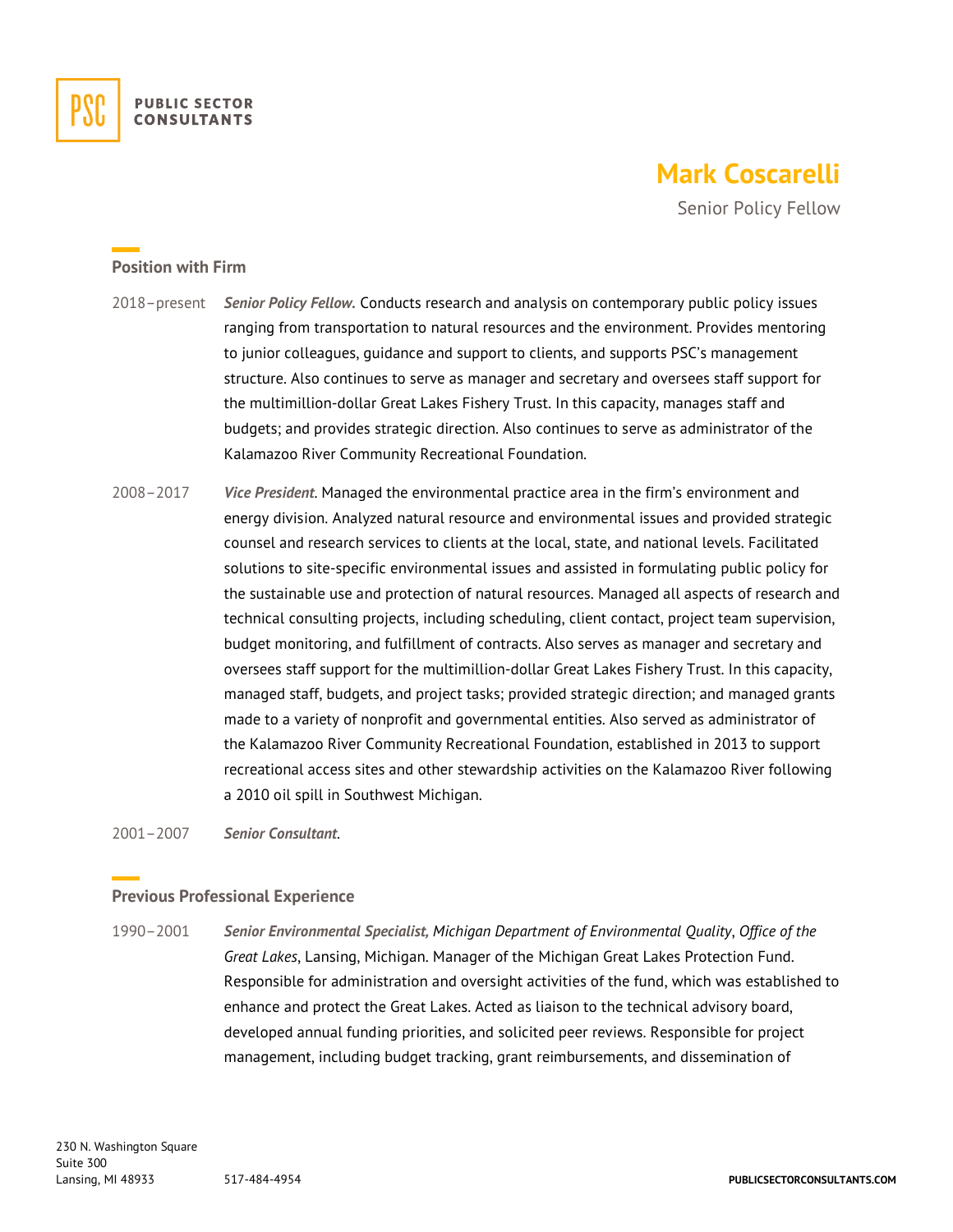# Mark Coscarelli

Senior Policy Fellow

## Position with Firm

2018–present ***Senior Policy Fellow.*** Conducts research and analysis on contemporary public policy issues ranging from transportation to natural resources and the environment. Provides mentoring to junior colleagues, guidance and support to clients, and supports PSC's management structure. Also continues to serve as manager and secretary and oversees staff support for the multimillion-dollar Great Lakes Fishery Trust. In this capacity, manages staff and budgets; and provides strategic direction. Also continues to serve as administrator of the Kalamazoo River Community Recreational Foundation.

2008–2017 ***Vice President***. Managed the environmental practice area in the firm's environment and energy division. Analyzed natural resource and environmental issues and provided strategic counsel and research services to clients at the local, state, and national levels. Facilitated solutions to site-specific environmental issues and assisted in formulating public policy for the sustainable use and protection of natural resources. Managed all aspects of research and technical consulting projects, including scheduling, client contact, project team supervision, budget monitoring, and fulfillment of contracts. Also serves as manager and secretary and oversees staff support for the multimillion-dollar Great Lakes Fishery Trust. In this capacity, managed staff, budgets, and project tasks; provided strategic direction; and managed grants made to a variety of nonprofit and governmental entities. Also served as administrator of the Kalamazoo River Community Recreational Foundation, established in 2013 to support recreational access sites and other stewardship activities on the Kalamazoo River following a 2010 oil spill in Southwest Michigan.

2001–2007 ***Senior Consultant***.

## Previous Professional Experience

1990–2001 ***Senior Environmental Specialist,*** *Michigan Department of Environmental Quality*, *Office of the Great Lakes*, Lansing, Michigan. Manager of the Michigan Great Lakes Protection Fund. Responsible for administration and oversight activities of the fund, which was established to enhance and protect the Great Lakes. Acted as liaison to the technical advisory board, developed annual funding priorities, and solicited peer reviews. Responsible for project management, including budget tracking, grant reimbursements, and dissemination of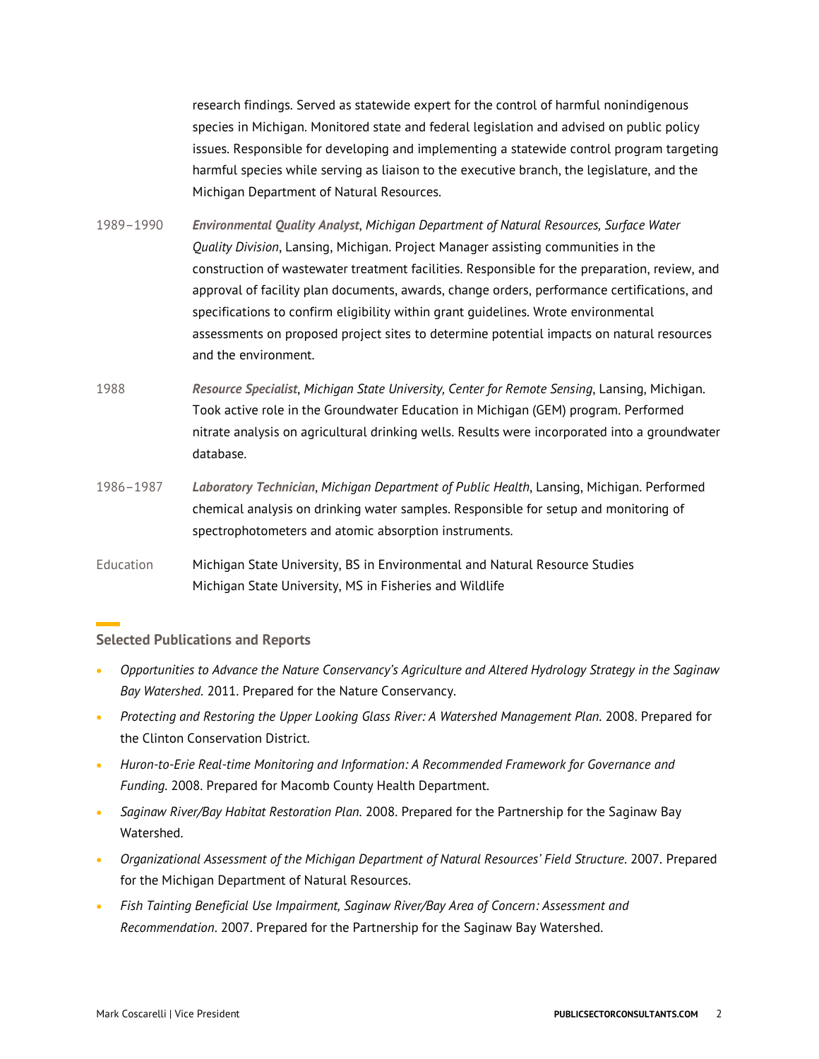research findings. Served as statewide expert for the control of harmful nonindigenous species in Michigan. Monitored state and federal legislation and advised on public policy issues. Responsible for developing and implementing a statewide control program targeting harmful species while serving as liaison to the executive branch, the legislature, and the Michigan Department of Natural Resources.

1989–1990 ***Environmental Quality Analyst***, *Michigan Department of Natural Resources, Surface Water Quality Division*, Lansing, Michigan. Project Manager assisting communities in the construction of wastewater treatment facilities. Responsible for the preparation, review, and approval of facility plan documents, awards, change orders, performance certifications, and specifications to confirm eligibility within grant guidelines. Wrote environmental assessments on proposed project sites to determine potential impacts on natural resources and the environment.

1988 ***Resource Specialist***, *Michigan State University, Center for Remote Sensing*, Lansing, Michigan. Took active role in the Groundwater Education in Michigan (GEM) program. Performed nitrate analysis on agricultural drinking wells. Results were incorporated into a groundwater database.

1986–1987 ***Laboratory Technician***, *Michigan Department of Public Health*, Lansing, Michigan. Performed chemical analysis on drinking water samples. Responsible for setup and monitoring of spectrophotometers and atomic absorption instruments.

Education
Michigan State University, BS in Environmental and Natural Resource Studies
Michigan State University, MS in Fisheries and Wildlife

## Selected Publications and Reports

- *Opportunities to Advance the Nature Conservancy's Agriculture and Altered Hydrology Strategy in the Saginaw Bay Watershed.* 2011. Prepared for the Nature Conservancy.
- *Protecting and Restoring the Upper Looking Glass River: A Watershed Management Plan.* 2008. Prepared for the Clinton Conservation District.
- *Huron-to-Erie Real-time Monitoring and Information: A Recommended Framework for Governance and Funding.* 2008. Prepared for Macomb County Health Department.
- *Saginaw River/Bay Habitat Restoration Plan.* 2008. Prepared for the Partnership for the Saginaw Bay Watershed.
- *Organizational Assessment of the Michigan Department of Natural Resources' Field Structure.* 2007. Prepared for the Michigan Department of Natural Resources.
- *Fish Tainting Beneficial Use Impairment, Saginaw River/Bay Area of Concern: Assessment and Recommendation*. 2007. Prepared for the Partnership for the Saginaw Bay Watershed.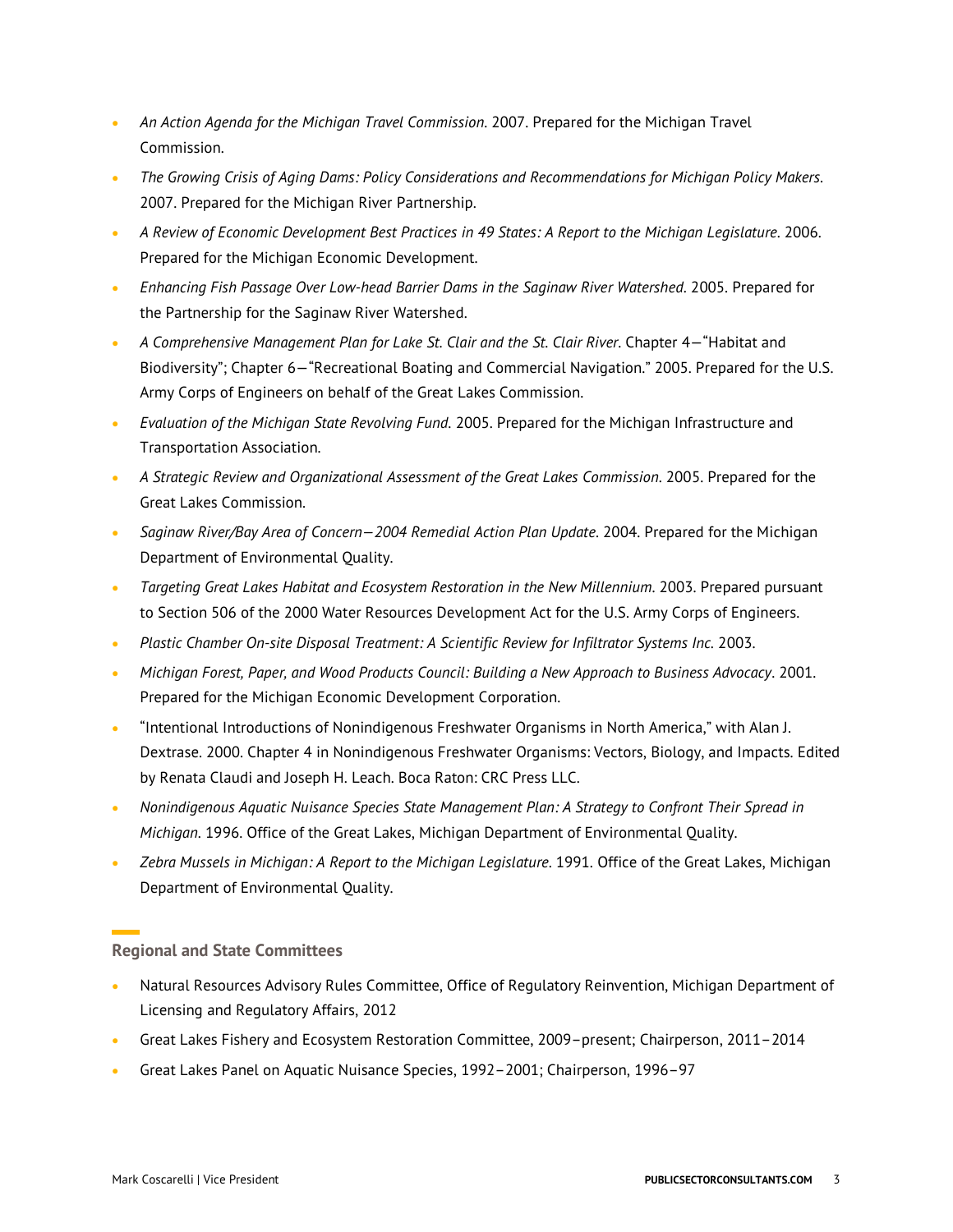- *An Action Agenda for the Michigan Travel Commission*. 2007. Prepared for the Michigan Travel Commission.
- *The Growing Crisis of Aging Dams: Policy Considerations and Recommendations for Michigan Policy Makers*. 2007. Prepared for the Michigan River Partnership.
- *A Review of Economic Development Best Practices in 49 States: A Report to the Michigan Legislature*. 2006. Prepared for the Michigan Economic Development.
- *Enhancing Fish Passage Over Low-head Barrier Dams in the Saginaw River Watershed*. 2005. Prepared for the Partnership for the Saginaw River Watershed.
- *A Comprehensive Management Plan for Lake St. Clair and the St. Clair River*. Chapter 4—"Habitat and Biodiversity"; Chapter 6—"Recreational Boating and Commercial Navigation." 2005. Prepared for the U.S. Army Corps of Engineers on behalf of the Great Lakes Commission.
- *Evaluation of the Michigan State Revolving Fund*. 2005. Prepared for the Michigan Infrastructure and Transportation Association.
- *A Strategic Review and Organizational Assessment of the Great Lakes Commission*. 2005. Prepared for the Great Lakes Commission.
- *Saginaw River/Bay Area of Concern—2004 Remedial Action Plan Update*. 2004. Prepared for the Michigan Department of Environmental Quality.
- *Targeting Great Lakes Habitat and Ecosystem Restoration in the New Millennium*. 2003. Prepared pursuant to Section 506 of the 2000 Water Resources Development Act for the U.S. Army Corps of Engineers.
- *Plastic Chamber On-site Disposal Treatment: A Scientific Review for Infiltrator Systems Inc.* 2003.
- *Michigan Forest, Paper, and Wood Products Council: Building a New Approach to Business Advocacy*. 2001. Prepared for the Michigan Economic Development Corporation.
- "Intentional Introductions of Nonindigenous Freshwater Organisms in North America," with Alan J. Dextrase. 2000. Chapter 4 in Nonindigenous Freshwater Organisms: Vectors, Biology, and Impacts. Edited by Renata Claudi and Joseph H. Leach. Boca Raton: CRC Press LLC.
- *Nonindigenous Aquatic Nuisance Species State Management Plan: A Strategy to Confront Their Spread in Michigan*. 1996. Office of the Great Lakes, Michigan Department of Environmental Quality.
- *Zebra Mussels in Michigan: A Report to the Michigan Legislature*. 1991. Office of the Great Lakes, Michigan Department of Environmental Quality.

## Regional and State Committees

- Natural Resources Advisory Rules Committee, Office of Regulatory Reinvention, Michigan Department of Licensing and Regulatory Affairs, 2012
- Great Lakes Fishery and Ecosystem Restoration Committee, 2009–present; Chairperson, 2011–2014
- Great Lakes Panel on Aquatic Nuisance Species, 1992–2001; Chairperson, 1996–97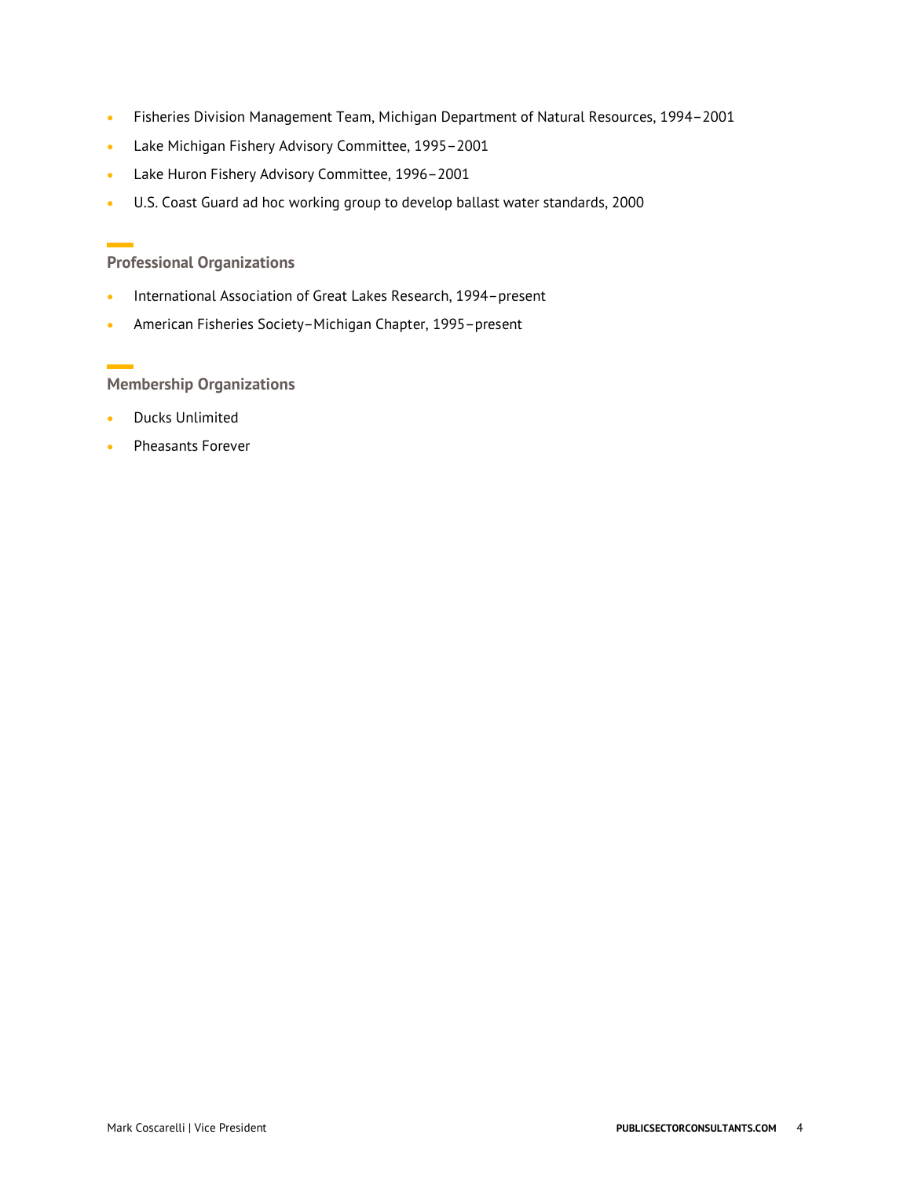- Fisheries Division Management Team, Michigan Department of Natural Resources, 1994–2001
- Lake Michigan Fishery Advisory Committee, 1995–2001
- Lake Huron Fishery Advisory Committee, 1996–2001
- U.S. Coast Guard ad hoc working group to develop ballast water standards, 2000

## Professional Organizations

- International Association of Great Lakes Research, 1994–present
- American Fisheries Society–Michigan Chapter, 1995–present

## Membership Organizations

- Ducks Unlimited
- Pheasants Forever